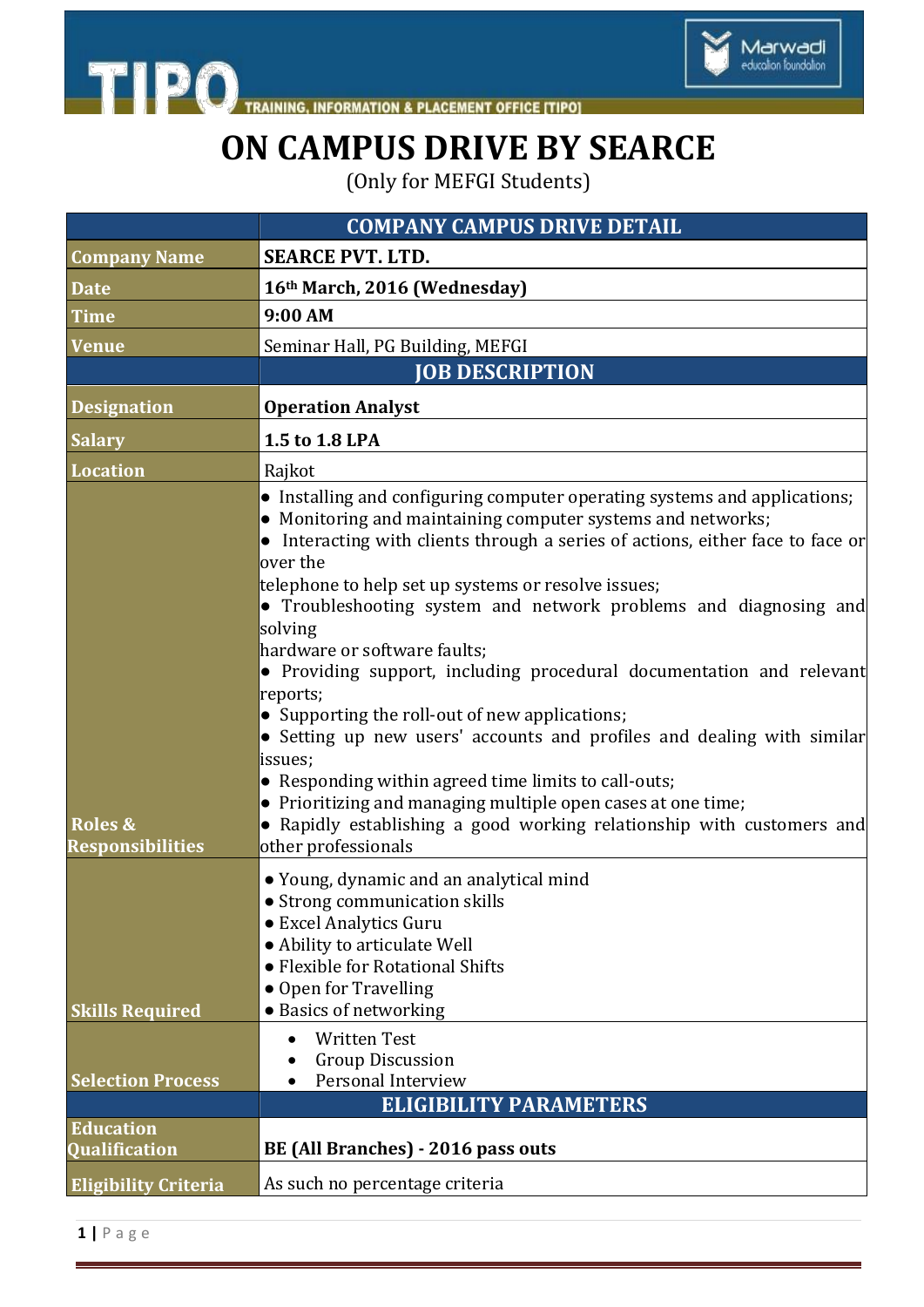# ON CAMPUS DRIVE BY SEARCE

(Only for MEFGI Students)

| | COMPANY CAMPUS DRIVE DETAIL |
|---|---|
| Company Name | **SEARCE PVT. LTD.** |
| Date | **16th March, 2016 (Wednesday)** |
| Time | **9:00 AM** |
| Venue | Seminar Hall, PG Building, MEFGI |
| | **JOB DESCRIPTION** |
| Designation | **Operation Analyst** |
| Salary | **1.5 to 1.8 LPA** |
| Location | Rajkot |
| Roles & Responsibilities | • Installing and configuring computer operating systems and applications; • Monitoring and maintaining computer systems and networks; • Interacting with clients through a series of actions, either face to face or over the telephone to help set up systems or resolve issues; • Troubleshooting system and network problems and diagnosing and solving hardware or software faults; • Providing support, including procedural documentation and relevant reports; • Supporting the roll-out of new applications; • Setting up new users' accounts and profiles and dealing with similar issues; • Responding within agreed time limits to call-outs; • Prioritizing and managing multiple open cases at one time; • Rapidly establishing a good working relationship with customers and other professionals |
| Skills Required | • Young, dynamic and an analytical mind • Strong communication skills • Excel Analytics Guru • Ability to articulate Well • Flexible for Rotational Shifts • Open for Travelling • Basics of networking |
| Selection Process | • Written Test • Group Discussion • Personal Interview |
| | **ELIGIBILITY PARAMETERS** |
| Education Qualification | **BE (All Branches) - 2016 pass outs** |
| Eligibility Criteria | As such no percentage criteria |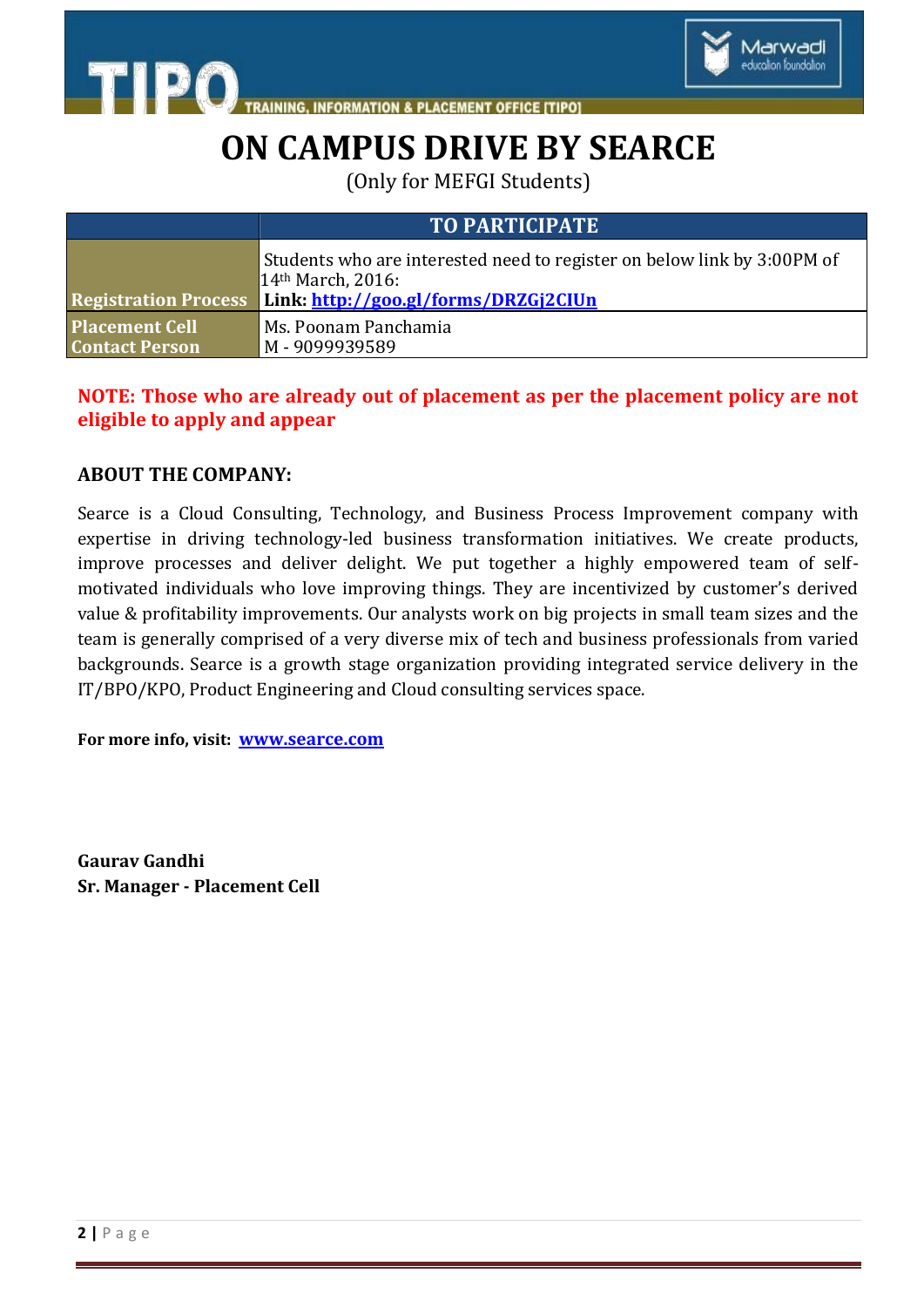# ON CAMPUS DRIVE BY SEARCE

(Only for MEFGI Students)

| | TO PARTICIPATE |
|---|---|
| **Registration Process** | Students who are interested need to register on below link by 3:00PM of 14th March, 2016: **Link: http://goo.gl/forms/DRZGj2CIUn** |
| **Placement Cell Contact Person** | Ms. Poonam Panchamia M - 9099939589 |

**NOTE: Those who are already out of placement as per the placement policy are not eligible to apply and appear**

## ABOUT THE COMPANY:

Searce is a Cloud Consulting, Technology, and Business Process Improvement company with expertise in driving technology-led business transformation initiatives. We create products, improve processes and deliver delight. We put together a highly empowered team of self-motivated individuals who love improving things. They are incentivized by customer's derived value & profitability improvements. Our analysts work on big projects in small team sizes and the team is generally comprised of a very diverse mix of tech and business professionals from varied backgrounds. Searce is a growth stage organization providing integrated service delivery in the IT/BPO/KPO, Product Engineering and Cloud consulting services space.

**For more info, visit: www.searce.com**

**Gaurav Gandhi**
**Sr. Manager - Placement Cell**